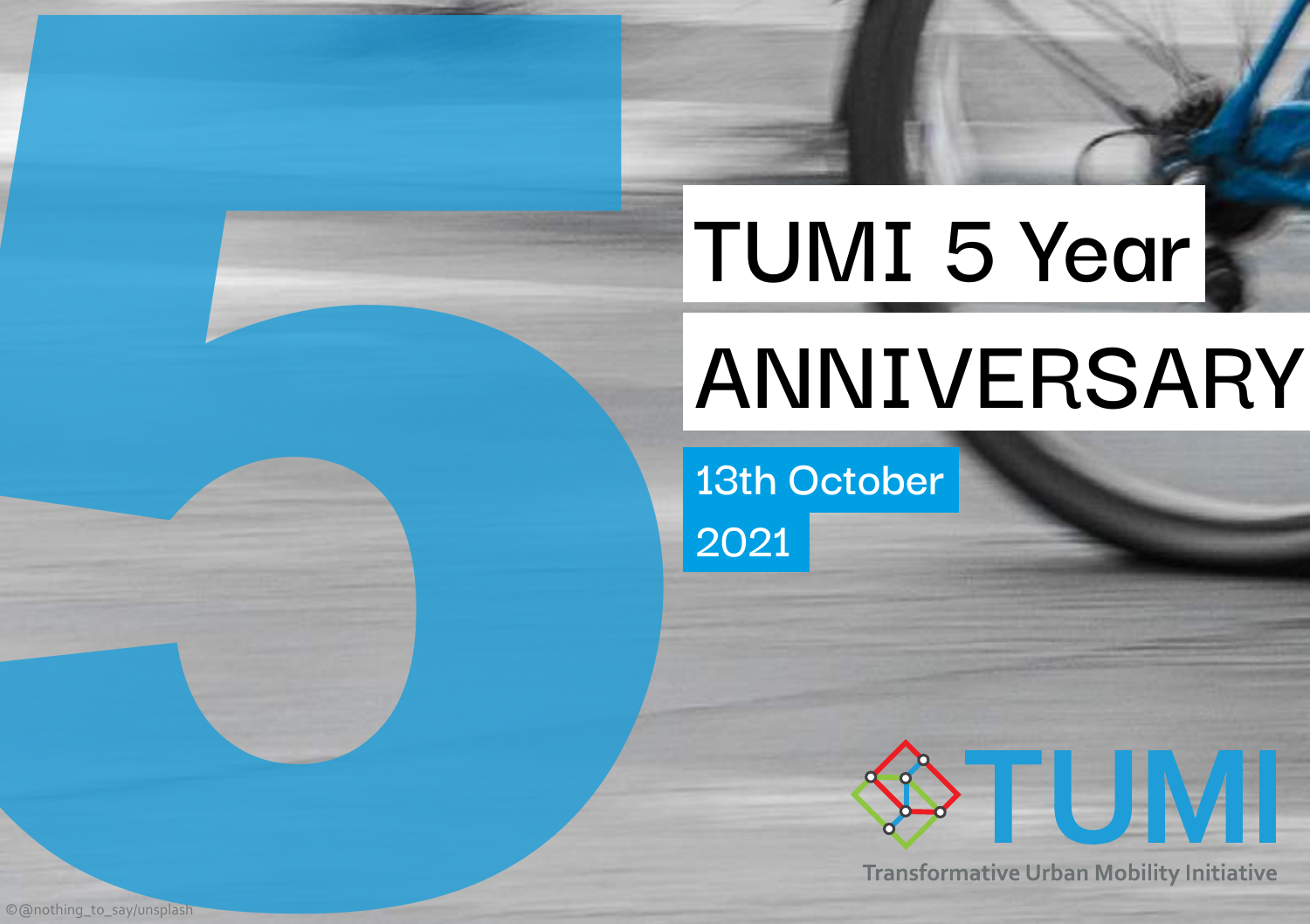# TUMI 5 Year ANNIVERSARY

13th October 2021

TUMI

Transformative Urban Mobility Initiative

©@nothing_to_say/unsplash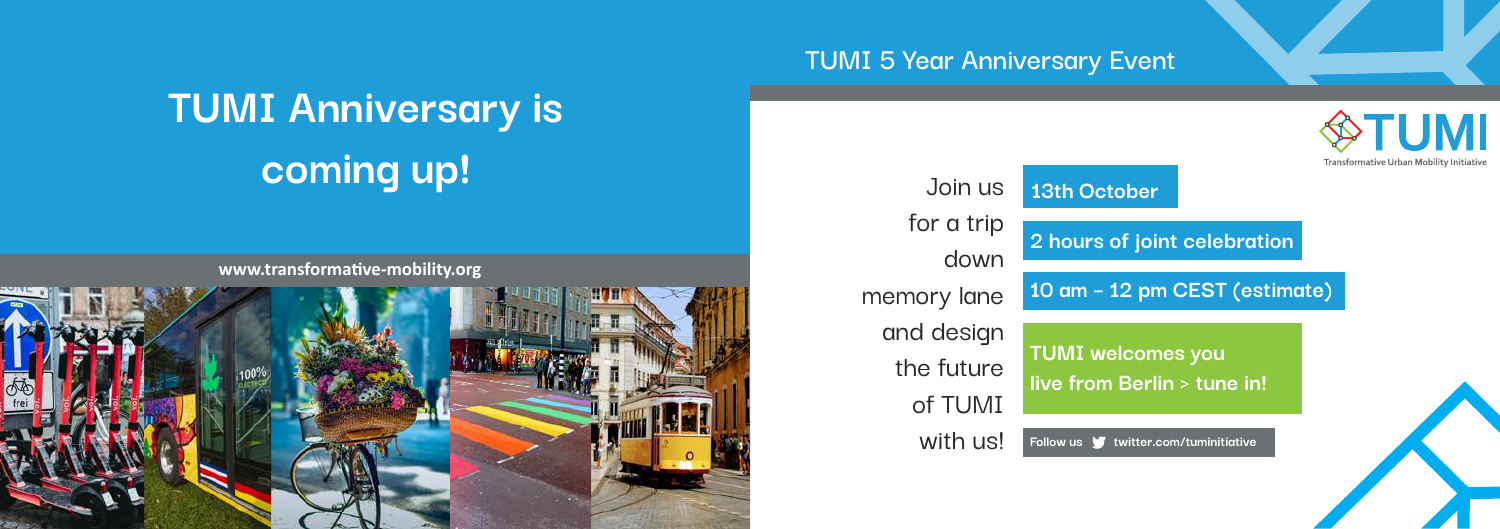# TUMI Anniversary is coming up!

www.transformative-mobility.org

## TUMI 5 Year Anniversary Event

TUMI
Transformative Urban Mobility Initiative

Join us for a trip down memory lane and design the future of TUMI with us!

**13th October**

**2 hours of joint celebration**

**10 am - 12 pm CEST (estimate)**

**TUMI welcomes you live from Berlin > tune in!**

Follow us twitter.com/tuminitiative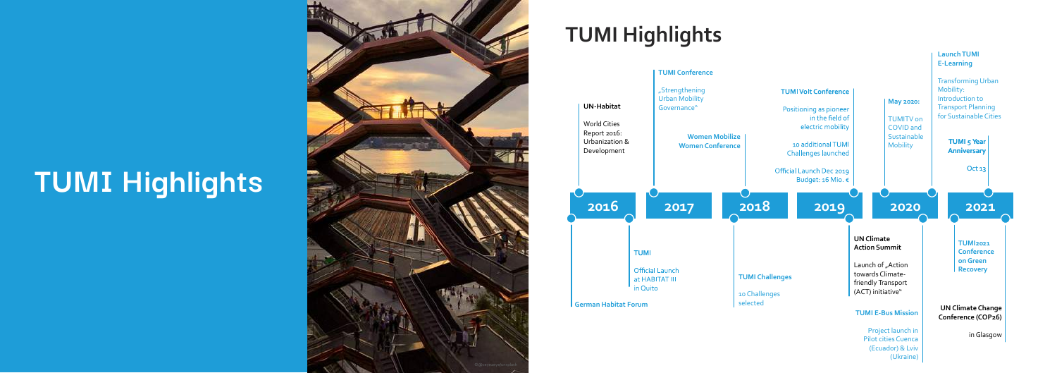# TUMI Highlights

## TUMI Highlights

### 2016

**UN-Habitat**

World Cities Report 2016: Urbanization & Development

**German Habitat Forum**

**TUMI**

Official Launch at HABITAT III in Quito

### 2017

**TUMI Conference**

„Strengthening Urban Mobility Governance"

**Women Mobilize Women Conference**

### 2018

**TUMI Challenges**

10 Challenges selected

### 2019

**TUMI Volt Conference**

Positioning as pioneer in the field of electric mobility

10 additional TUMI Challenges launched

Official Launch Dec 2019 Budget: 16 Mio. €

**UN Climate Action Summit**

Launch of „Action towards Climate-friendly Transport (ACT) initiative"

**TUMI E-Bus Mission**

Project launch in Pilot cities Cuenca (Ecuador) & Lviv (Ukraine)

### 2020

**May 2020:**

TUMITV on COVID and Sustainable Mobility

### 2021

**Launch TUMI E-Learning**

Transforming Urban Mobility: Introduction to Transport Planning for Sustainable Cities

**TUMI 5 Year Anniversary**

Oct 13

**TUMI2021 Conference on Green Recovery**

**UN Climate Change Conference (COP26)**

in Glasgow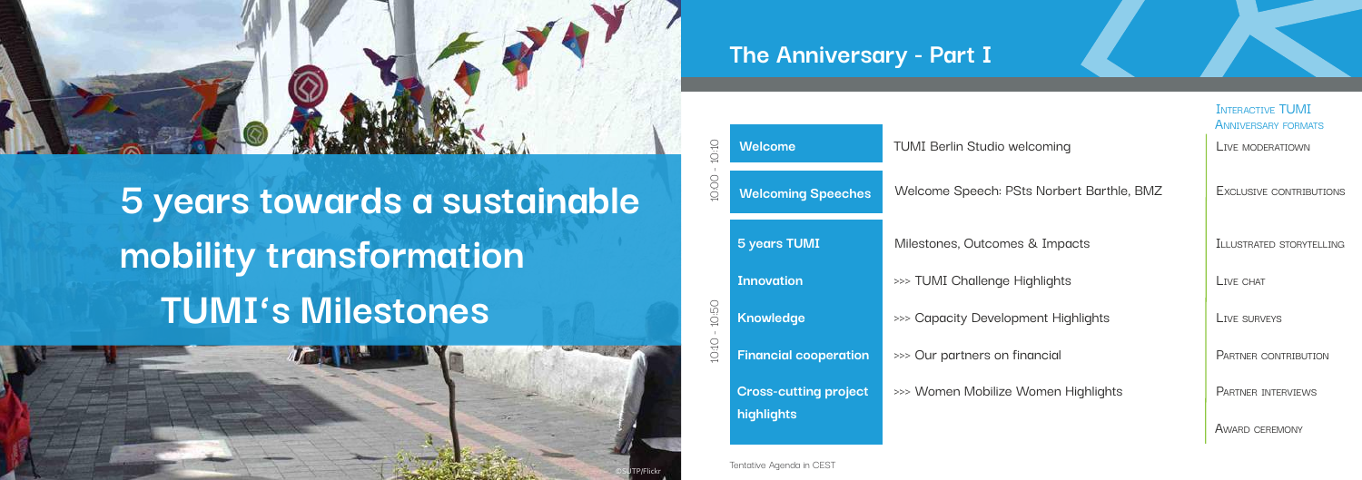# 5 years towards a sustainable mobility transformation TUMI's Milestones

©SUTP/Flickr

## The Anniversary - Part I

| Time | Session | Content |
|---|---|---|
| 10:00 - 10:10 | **Welcome** | TUMI Berlin Studio welcoming |
| | **Welcoming Speeches** | Welcome Speech: PSts Norbert Barthle, BMZ |
| 10:10 - 10:50 | **5 years TUMI** | Milestones, Outcomes & Impacts |
| | **Innovation** | >>> TUMI Challenge Highlights |
| | **Knowledge** | >>> Capacity Development Highlights |
| | **Financial cooperation** | >>> Our partners on financial |
| | **Cross-cutting project highlights** | >>> Women Mobilize Women Highlights |

**Interactive TUMI Anniversary formats**

- Live moderatiown
- Exclusive contributions
- Illustrated storytelling
- Live chat
- Live surveys
- Partner contribution
- Partner interviews
- Award ceremony

Tentative Agenda in CEST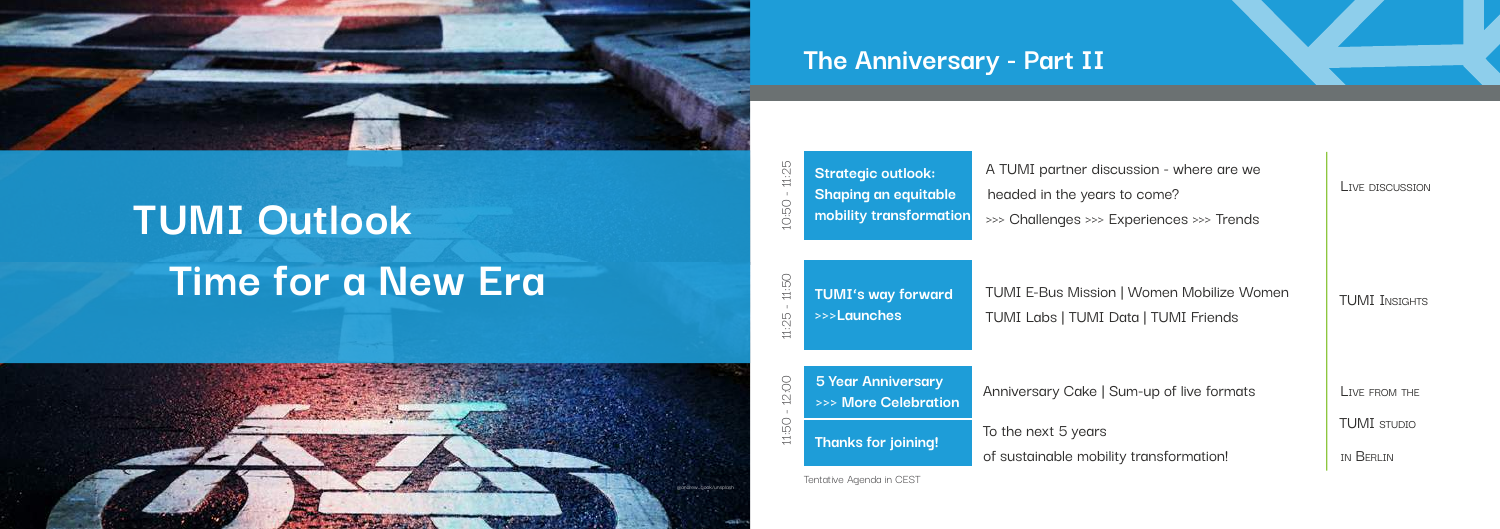# TUMI Outlook
# Time for a New Era

## The Anniversary - Part II

| | | | |
|---|---|---|---|
| 10:50 - 11:25 | **Strategic outlook: Shaping an equitable mobility transformation** | A TUMI partner discussion - where are we headed in the years to come? >>> Challenges >>> Experiences >>> Trends | Live discussion |
| 11:25 - 11:50 | **TUMI's way forward >>>Launches** | TUMI E-Bus Mission \| Women Mobilize Women TUMI Labs \| TUMI Data \| TUMI Friends | TUMI Insights |
| 11:50 - 12:00 | **5 Year Anniversary >>> More Celebration** | Anniversary Cake \| Sum-up of live formats | Live from the TUMI studio in Berlin |
| | **Thanks for joining!** | To the next 5 years of sustainable mobility transformation! | |

Tentative Agenda in CEST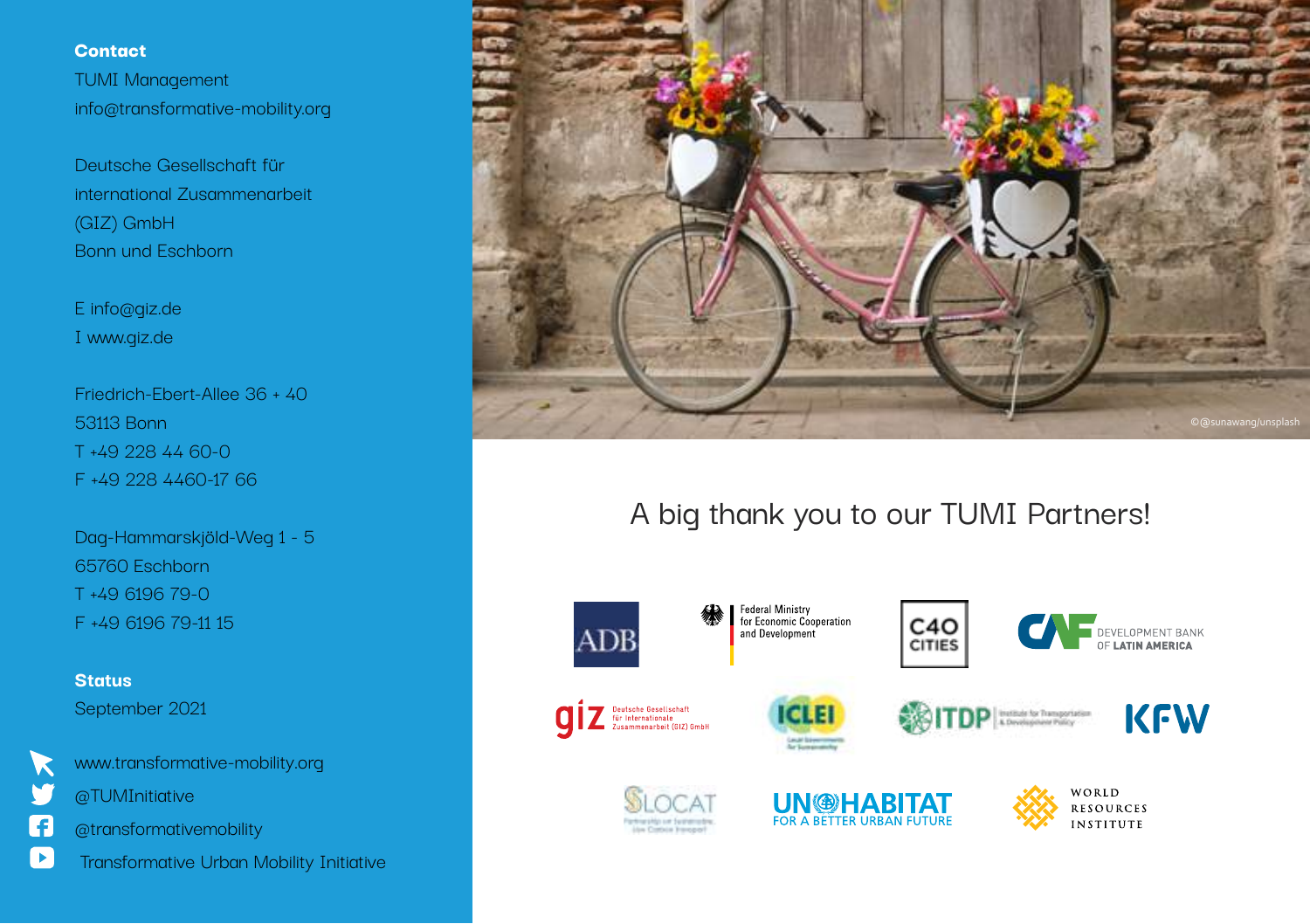**Contact**

TUMI Management
info@transformative-mobility.org

Deutsche Gesellschaft für
international Zusammenarbeit
(GIZ) GmbH
Bonn und Eschborn

E info@giz.de
I www.giz.de

Friedrich-Ebert-Allee 36 + 40
53113 Bonn
T +49 228 44 60-0
F +49 228 4460-17 66

Dag-Hammarskjöld-Weg 1 - 5
65760 Eschborn
T +49 6196 79-0
F +49 6196 79-11 15

**Status**

September 2021

www.transformative-mobility.org
@TUMIInitiative
@transformativemobility
Transformative Urban Mobility Initiative

©@sunawang/unsplash

## A big thank you to our TUMI Partners!

ADB

Federal Ministry for Economic Cooperation and Development

C40 CITIES

CAF DEVELOPMENT BANK OF LATIN AMERICA

giz Deutsche Gesellschaft für Internationale Zusammenarbeit (GIZ) GmbH

ICLEI Local Governments for Sustainability

ITDP Institute for Transportation & Development Policy

KFW

SLOCAT Partnership on Sustainable, Low Carbon Transport

UN-HABITAT FOR A BETTER URBAN FUTURE

WORLD RESOURCES INSTITUTE